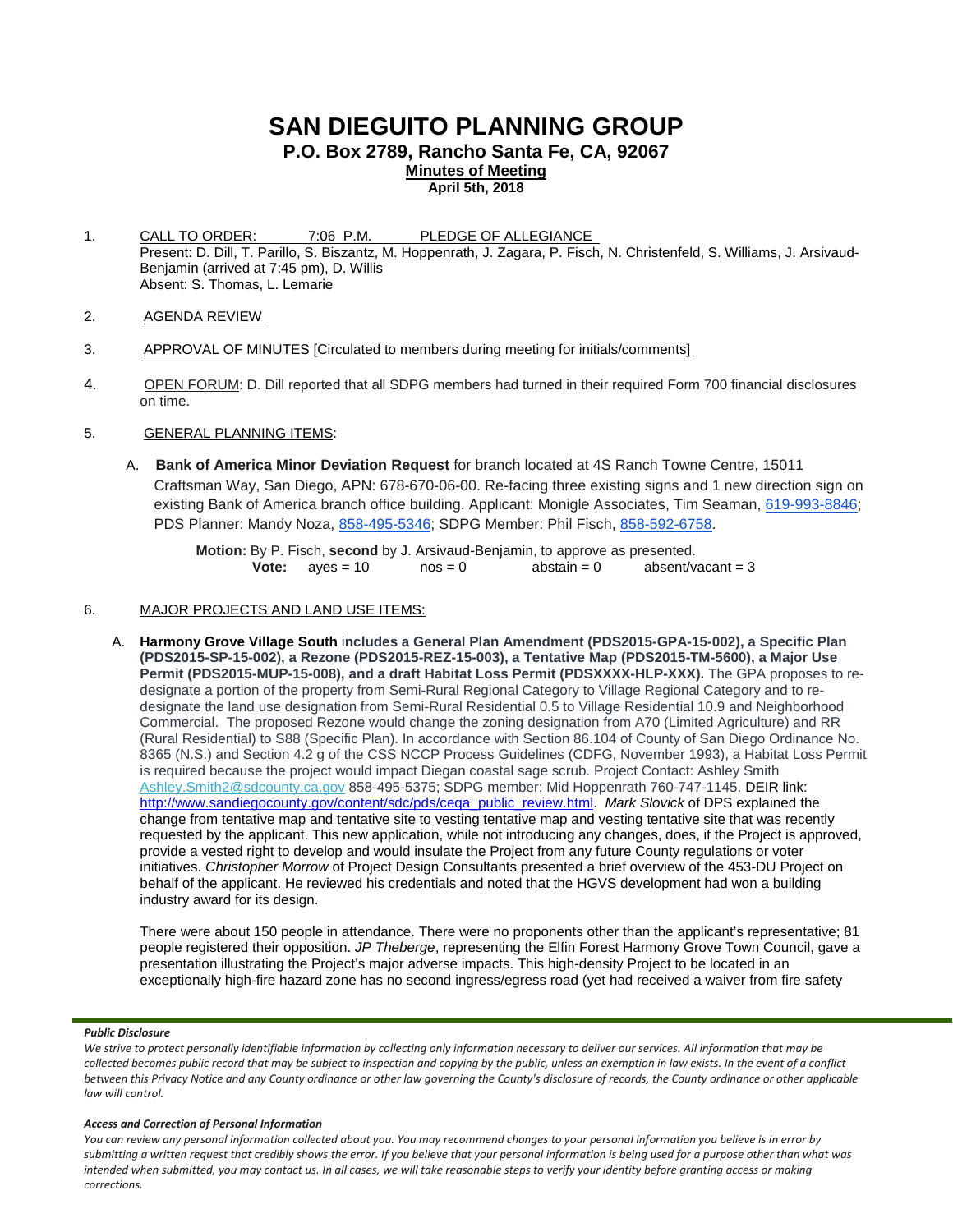# SAN DIEGUITO PLANNING GROUP

## P.O. Box 2789, Rancho Santa Fe, CA, 92067

**Minutes of Meeting**

**April 5th, 2018**

1. CALL TO ORDER: 7:06 P.M. PLEDGE OF ALLEGIANCE
   Present: D. Dill, T. Parillo, S. Biszantz, M. Hoppenrath, J. Zagara, P. Fisch, N. Christenfeld, S. Williams, J. Arsivaud-Benjamin (arrived at 7:45 pm), D. Willis
   Absent: S. Thomas, L. Lemarie

2. AGENDA REVIEW

3. APPROVAL OF MINUTES [Circulated to members during meeting for initials/comments]

4. OPEN FORUM: D. Dill reported that all SDPG members had turned in their required Form 700 financial disclosures on time.

5. GENERAL PLANNING ITEMS:

   A. **Bank of America Minor Deviation Request** for branch located at 4S Ranch Towne Centre, 15011 Craftsman Way, San Diego, APN: 678-670-06-00. Re-facing three existing signs and 1 new direction sign on existing Bank of America branch office building. Applicant: Monigle Associates, Tim Seaman, 619-993-8846; PDS Planner: Mandy Noza, 858-495-5346; SDPG Member: Phil Fisch, 858-592-6758.

      **Motion:** By P. Fisch, **second** by J. Arsivaud-Benjamin, to approve as presented.
      **Vote:** ayes = 10 nos = 0 abstain = 0 absent/vacant = 3

6. MAJOR PROJECTS AND LAND USE ITEMS:

   A. **Harmony Grove Village South includes a General Plan Amendment (PDS2015-GPA-15-002), a Specific Plan (PDS2015-SP-15-002), a Rezone (PDS2015-REZ-15-003), a Tentative Map (PDS2015-TM-5600), a Major Use Permit (PDS2015-MUP-15-008), and a draft Habitat Loss Permit (PDSXXXX-HLP-XXX).** The GPA proposes to re-designate a portion of the property from Semi-Rural Regional Category to Village Regional Category and to re-designate the land use designation from Semi-Rural Residential 0.5 to Village Residential 10.9 and Neighborhood Commercial. The proposed Rezone would change the zoning designation from A70 (Limited Agriculture) and RR (Rural Residential) to S88 (Specific Plan). In accordance with Section 86.104 of County of San Diego Ordinance No. 8365 (N.S.) and Section 4.2 g of the CSS NCCP Process Guidelines (CDFG, November 1993), a Habitat Loss Permit is required because the project would impact Diegan coastal sage scrub. Project Contact: Ashley Smith Ashley.Smith2@sdcounty.ca.gov 858-495-5375; SDPG member: Mid Hoppenrath 760-747-1145. DEIR link: http://www.sandiegocounty.gov/content/sdc/pds/ceqa_public_review.html. *Mark Slovick* of DPS explained the change from tentative map and tentative site to vesting tentative map and vesting tentative site that was recently requested by the applicant. This new application, while not introducing any changes, does, if the Project is approved, provide a vested right to develop and would insulate the Project from any future County regulations or voter initiatives. *Christopher Morrow* of Project Design Consultants presented a brief overview of the 453-DU Project on behalf of the applicant. He reviewed his credentials and noted that the HGVS development had won a building industry award for its design.

      There were about 150 people in attendance. There were no proponents other than the applicant's representative; 81 people registered their opposition. *JP Theberge*, representing the Elfin Forest Harmony Grove Town Council, gave a presentation illustrating the Project's major adverse impacts. This high-density Project to be located in an exceptionally high-fire hazard zone has no second ingress/egress road (yet had received a waiver from fire safety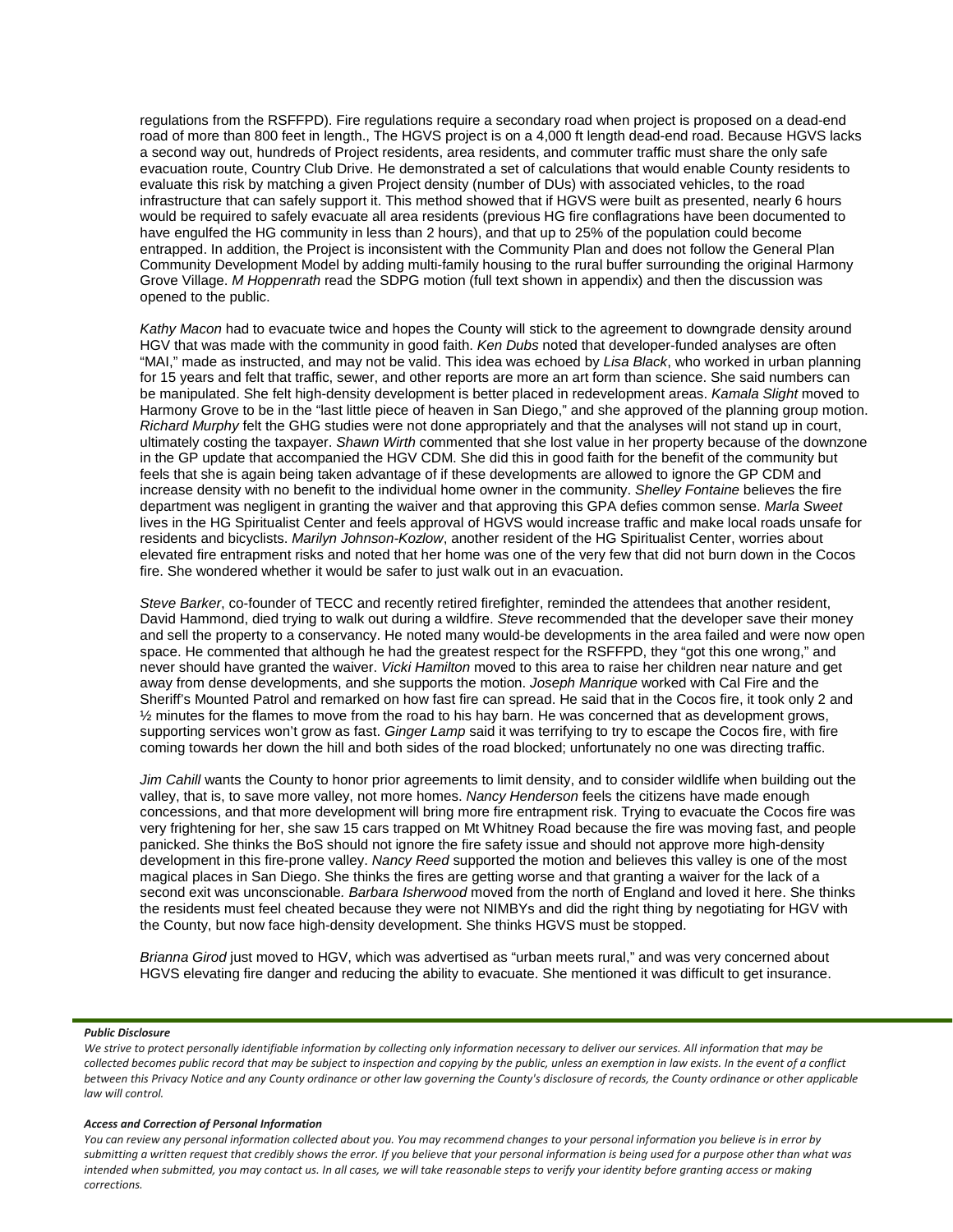regulations from the RSFFPD). Fire regulations require a secondary road when project is proposed on a dead-end road of more than 800 feet in length., The HGVS project is on a 4,000 ft length dead-end road. Because HGVS lacks a second way out, hundreds of Project residents, area residents, and commuter traffic must share the only safe evacuation route, Country Club Drive. He demonstrated a set of calculations that would enable County residents to evaluate this risk by matching a given Project density (number of DUs) with associated vehicles, to the road infrastructure that can safely support it. This method showed that if HGVS were built as presented, nearly 6 hours would be required to safely evacuate all area residents (previous HG fire conflagrations have been documented to have engulfed the HG community in less than 2 hours), and that up to 25% of the population could become entrapped. In addition, the Project is inconsistent with the Community Plan and does not follow the General Plan Community Development Model by adding multi-family housing to the rural buffer surrounding the original Harmony Grove Village. *M Hoppenrath* read the SDPG motion (full text shown in appendix) and then the discussion was opened to the public.

*Kathy Macon* had to evacuate twice and hopes the County will stick to the agreement to downgrade density around HGV that was made with the community in good faith. *Ken Dubs* noted that developer-funded analyses are often "MAI," made as instructed, and may not be valid. This idea was echoed by *Lisa Black*, who worked in urban planning for 15 years and felt that traffic, sewer, and other reports are more an art form than science. She said numbers can be manipulated. She felt high-density development is better placed in redevelopment areas. *Kamala Slight* moved to Harmony Grove to be in the "last little piece of heaven in San Diego," and she approved of the planning group motion. *Richard Murphy* felt the GHG studies were not done appropriately and that the analyses will not stand up in court, ultimately costing the taxpayer. *Shawn Wirth* commented that she lost value in her property because of the downzone in the GP update that accompanied the HGV CDM. She did this in good faith for the benefit of the community but feels that she is again being taken advantage of if these developments are allowed to ignore the GP CDM and increase density with no benefit to the individual home owner in the community. *Shelley Fontaine* believes the fire department was negligent in granting the waiver and that approving this GPA defies common sense. *Marla Sweet* lives in the HG Spiritualist Center and feels approval of HGVS would increase traffic and make local roads unsafe for residents and bicyclists. *Marilyn Johnson-Kozlow*, another resident of the HG Spiritualist Center, worries about elevated fire entrapment risks and noted that her home was one of the very few that did not burn down in the Cocos fire. She wondered whether it would be safer to just walk out in an evacuation.

*Steve Barker*, co-founder of TECC and recently retired firefighter, reminded the attendees that another resident, David Hammond, died trying to walk out during a wildfire. *Steve* recommended that the developer save their money and sell the property to a conservancy. He noted many would-be developments in the area failed and were now open space. He commented that although he had the greatest respect for the RSFFPD, they "got this one wrong," and never should have granted the waiver. *Vicki Hamilton* moved to this area to raise her children near nature and get away from dense developments, and she supports the motion. *Joseph Manrique* worked with Cal Fire and the Sheriff's Mounted Patrol and remarked on how fast fire can spread. He said that in the Cocos fire, it took only 2 and ½ minutes for the flames to move from the road to his hay barn. He was concerned that as development grows, supporting services won't grow as fast. *Ginger Lamp* said it was terrifying to try to escape the Cocos fire, with fire coming towards her down the hill and both sides of the road blocked; unfortunately no one was directing traffic.

*Jim Cahill* wants the County to honor prior agreements to limit density, and to consider wildlife when building out the valley, that is, to save more valley, not more homes. *Nancy Henderson* feels the citizens have made enough concessions, and that more development will bring more fire entrapment risk. Trying to evacuate the Cocos fire was very frightening for her, she saw 15 cars trapped on Mt Whitney Road because the fire was moving fast, and people panicked. She thinks the BoS should not ignore the fire safety issue and should not approve more high-density development in this fire-prone valley. *Nancy Reed* supported the motion and believes this valley is one of the most magical places in San Diego. She thinks the fires are getting worse and that granting a waiver for the lack of a second exit was unconscionable. *Barbara Isherwood* moved from the north of England and loved it here. She thinks the residents must feel cheated because they were not NIMBYs and did the right thing by negotiating for HGV with the County, but now face high-density development. She thinks HGVS must be stopped.

*Brianna Girod* just moved to HGV, which was advertised as "urban meets rural," and was very concerned about HGVS elevating fire danger and reducing the ability to evacuate. She mentioned it was difficult to get insurance.

***Public Disclosure***

*We strive to protect personally identifiable information by collecting only information necessary to deliver our services. All information that may be collected becomes public record that may be subject to inspection and copying by the public, unless an exemption in law exists. In the event of a conflict between this Privacy Notice and any County ordinance or other law governing the County's disclosure of records, the County ordinance or other applicable law will control.*

***Access and Correction of Personal Information***

*You can review any personal information collected about you. You may recommend changes to your personal information you believe is in error by submitting a written request that credibly shows the error. If you believe that your personal information is being used for a purpose other than what was intended when submitted, you may contact us. In all cases, we will take reasonable steps to verify your identity before granting access or making corrections.*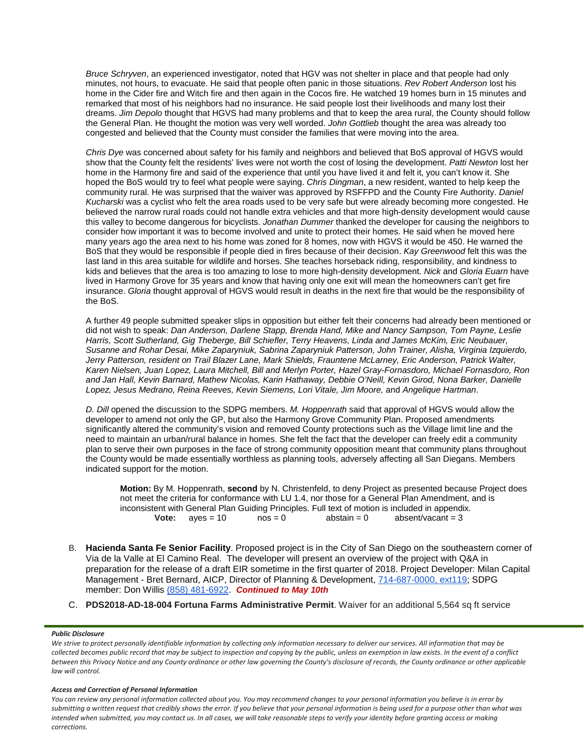*Bruce Schryven*, an experienced investigator, noted that HGV was not shelter in place and that people had only minutes, not hours, to evacuate. He said that people often panic in those situations. *Rev Robert Anderson* lost his home in the Cider fire and Witch fire and then again in the Cocos fire. He watched 19 homes burn in 15 minutes and remarked that most of his neighbors had no insurance. He said people lost their livelihoods and many lost their dreams. *Jim Depolo* thought that HGVS had many problems and that to keep the area rural, the County should follow the General Plan. He thought the motion was very well worded. *John Gottlieb* thought the area was already too congested and believed that the County must consider the families that were moving into the area.

*Chris Dye* was concerned about safety for his family and neighbors and believed that BoS approval of HGVS would show that the County felt the residents' lives were not worth the cost of losing the development. *Patti Newton* lost her home in the Harmony fire and said of the experience that until you have lived it and felt it, you can't know it. She hoped the BoS would try to feel what people were saying. *Chris Dingman*, a new resident, wanted to help keep the community rural. He was surprised that the waiver was approved by RSFFPD and the County Fire Authority. *Daniel Kucharski* was a cyclist who felt the area roads used to be very safe but were already becoming more congested. He believed the narrow rural roads could not handle extra vehicles and that more high-density development would cause this valley to become dangerous for bicyclists. *Jonathan Dummer* thanked the developer for causing the neighbors to consider how important it was to become involved and unite to protect their homes. He said when he moved here many years ago the area next to his home was zoned for 8 homes, now with HGVS it would be 450. He warned the BoS that they would be responsible if people died in fires because of their decision. *Kay Greenwood* felt this was the last land in this area suitable for wildlife and horses. She teaches horseback riding, responsibility, and kindness to kids and believes that the area is too amazing to lose to more high-density development. *Nick* and *Gloria Euarn* have lived in Harmony Grove for 35 years and know that having only one exit will mean the homeowners can't get fire insurance. *Gloria* thought approval of HGVS would result in deaths in the next fire that would be the responsibility of the BoS.

A further 49 people submitted speaker slips in opposition but either felt their concerns had already been mentioned or did not wish to speak: *Dan Anderson, Darlene Stapp, Brenda Hand, Mike and Nancy Sampson, Tom Payne, Leslie Harris, Scott Sutherland, Gig Theberge, Bill Schiefler, Terry Heavens, Linda and James McKim, Eric Neubauer, Susanne and Rohar Desai, Mike Zaparyniuk, Sabrina Zaparyniuk Patterson, John Trainer, Alisha, Virginia Izquierdo, Jerry Patterson, resident on Trail Blazer Lane, Mark Shields, Frauntene McLarney, Eric Anderson, Patrick Walter, Karen Nielsen, Juan Lopez, Laura Mitchell, Bill and Merlyn Porter, Hazel Gray-Fornasdoro, Michael Fornasdoro, Ron and Jan Hall, Kevin Barnard, Mathew Nicolas, Karin Hathaway, Debbie O'Neill, Kevin Girod, Nona Barker, Danielle Lopez, Jesus Medrano, Reina Reeves, Kevin Siemens, Lori Vitale, Jim Moore,* and *Angelique Hartman*.

*D. Dill* opened the discussion to the SDPG members. *M. Hoppenrath* said that approval of HGVS would allow the developer to amend not only the GP, but also the Harmony Grove Community Plan. Proposed amendments significantly altered the community's vision and removed County protections such as the Village limit line and the need to maintain an urban/rural balance in homes. She felt the fact that the developer can freely edit a community plan to serve their own purposes in the face of strong community opposition meant that community plans throughout the County would be made essentially worthless as planning tools, adversely affecting all San Diegans. Members indicated support for the motion.

> **Motion:** By M. Hoppenrath, **second** by N. Christenfeld, to deny Project as presented because Project does not meet the criteria for conformance with LU 1.4, nor those for a General Plan Amendment, and is inconsistent with General Plan Guiding Principles. Full text of motion is included in appendix.
> **Vote:** ayes = 10 nos = 0 abstain = 0 absent/vacant = 3

B. **Hacienda Santa Fe Senior Facility**. Proposed project is in the City of San Diego on the southeastern corner of Via de la Valle at El Camino Real. The developer will present an overview of the project with Q&A in preparation for the release of a draft EIR sometime in the first quarter of 2018. Project Developer: Milan Capital Management - Bret Bernard, AICP, Director of Planning & Development, 714-687-0000, ext119; SDPG member: Don Willis (858) 481-6922. ***Continued to May 10th***

C. **PDS2018-AD-18-004 Fortuna Farms Administrative Permit**. Waiver for an additional 5,564 sq ft service

***Public Disclosure***

*We strive to protect personally identifiable information by collecting only information necessary to deliver our services. All information that may be collected becomes public record that may be subject to inspection and copying by the public, unless an exemption in law exists. In the event of a conflict between this Privacy Notice and any County ordinance or other law governing the County's disclosure of records, the County ordinance or other applicable law will control.*

***Access and Correction of Personal Information***

*You can review any personal information collected about you. You may recommend changes to your personal information you believe is in error by submitting a written request that credibly shows the error. If you believe that your personal information is being used for a purpose other than what was intended when submitted, you may contact us. In all cases, we will take reasonable steps to verify your identity before granting access or making corrections.*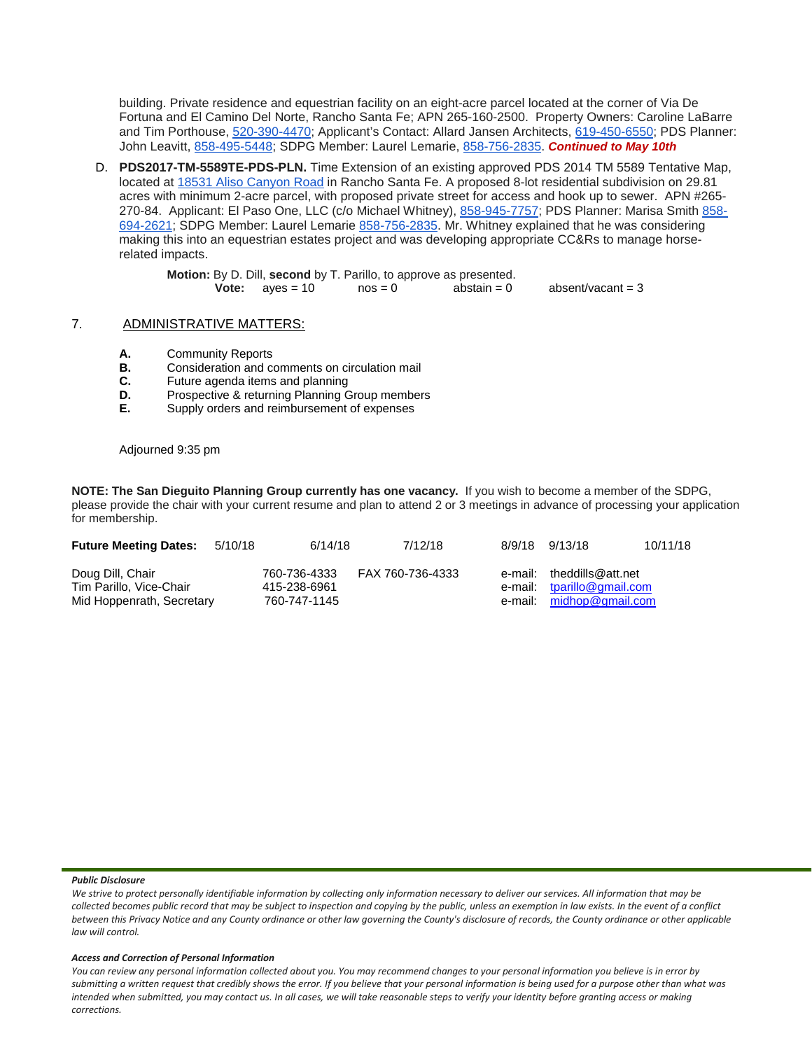building. Private residence and equestrian facility on an eight-acre parcel located at the corner of Via De Fortuna and El Camino Del Norte, Rancho Santa Fe; APN 265-160-2500. Property Owners: Caroline LaBarre and Tim Porthouse, 520-390-4470; Applicant's Contact: Allard Jansen Architects, 619-450-6550; PDS Planner: John Leavitt, 858-495-5448; SDPG Member: Laurel Lemarie, 858-756-2835. ***Continued to May 10th***

D. **PDS2017-TM-5589TE-PDS-PLN.** Time Extension of an existing approved PDS 2014 TM 5589 Tentative Map, located at 18531 Aliso Canyon Road in Rancho Santa Fe. A proposed 8-lot residential subdivision on 29.81 acres with minimum 2-acre parcel, with proposed private street for access and hook up to sewer. APN #265-270-84. Applicant: El Paso One, LLC (c/o Michael Whitney), 858-945-7757; PDS Planner: Marisa Smith 858-694-2621; SDPG Member: Laurel Lemarie 858-756-2835. Mr. Whitney explained that he was considering making this into an equestrian estates project and was developing appropriate CC&Rs to manage horse-related impacts.

   **Motion:** By D. Dill, **second** by T. Parillo, to approve as presented.
   **Vote:** ayes = 10 nos = 0 abstain = 0 absent/vacant = 3

7. ADMINISTRATIVE MATTERS:

   **A.** Community Reports
   **B.** Consideration and comments on circulation mail
   **C.** Future agenda items and planning
   **D.** Prospective & returning Planning Group members
   **E.** Supply orders and reimbursement of expenses

Adjourned 9:35 pm

**NOTE: The San Dieguito Planning Group currently has one vacancy.** If you wish to become a member of the SDPG, please provide the chair with your current resume and plan to attend 2 or 3 meetings in advance of processing your application for membership.

**Future Meeting Dates:** 5/10/18 6/14/18 7/12/18 8/9/18 9/13/18 10/11/18

| | | | |
|---|---|---|---|
| Doug Dill, Chair | 760-736-4333 | FAX 760-736-4333 | e-mail: theddills@att.net |
| Tim Parillo, Vice-Chair | 415-238-6961 | | e-mail: tparillo@gmail.com |
| Mid Hoppenrath, Secretary | 760-747-1145 | | e-mail: midhop@gmail.com |

***Public Disclosure***

*We strive to protect personally identifiable information by collecting only information necessary to deliver our services. All information that may be collected becomes public record that may be subject to inspection and copying by the public, unless an exemption in law exists. In the event of a conflict between this Privacy Notice and any County ordinance or other law governing the County's disclosure of records, the County ordinance or other applicable law will control.*

***Access and Correction of Personal Information***

*You can review any personal information collected about you. You may recommend changes to your personal information you believe is in error by submitting a written request that credibly shows the error. If you believe that your personal information is being used for a purpose other than what was intended when submitted, you may contact us. In all cases, we will take reasonable steps to verify your identity before granting access or making corrections.*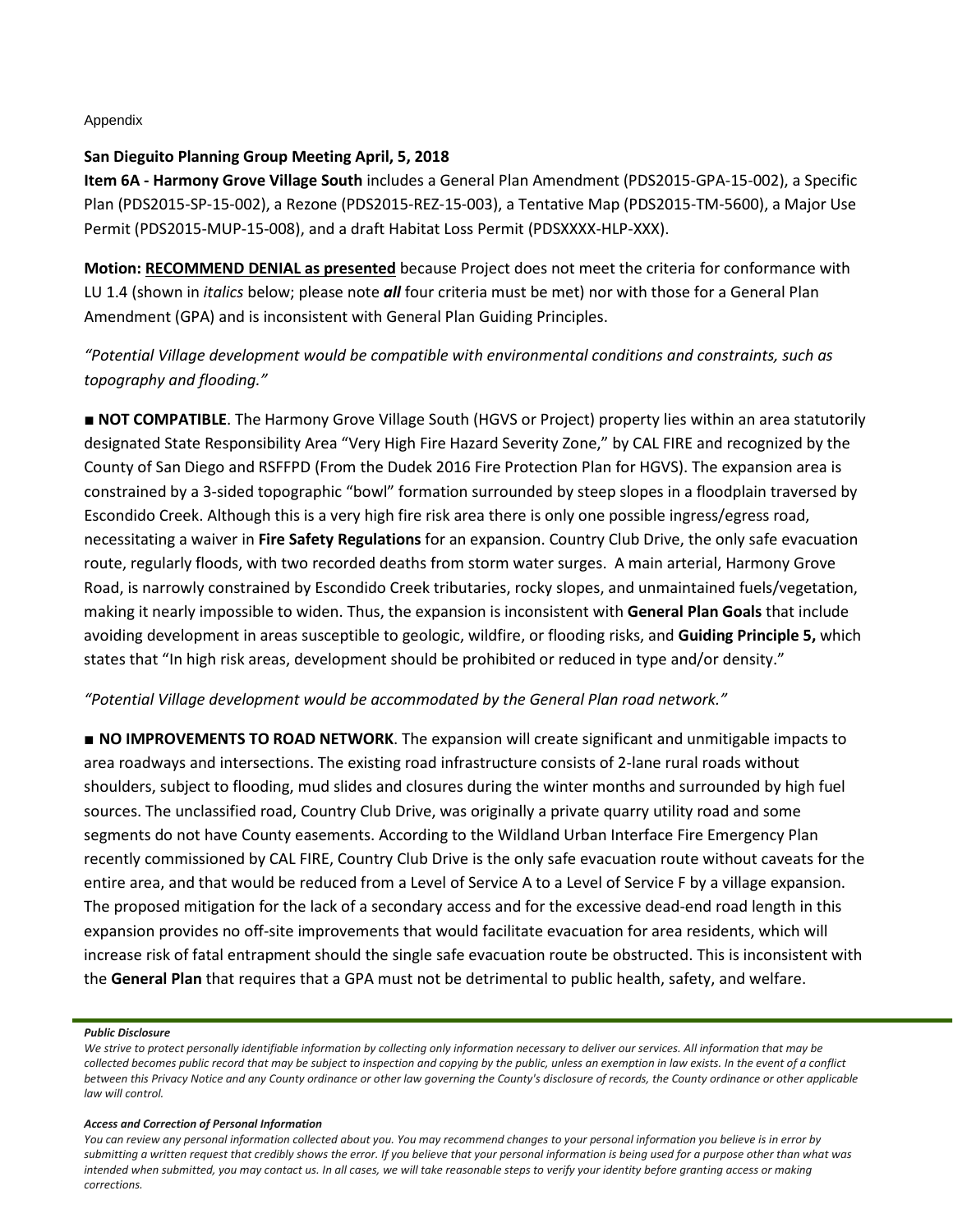Appendix

**San Dieguito Planning Group Meeting April, 5, 2018**
**Item 6A - Harmony Grove Village South** includes a General Plan Amendment (PDS2015-GPA-15-002), a Specific Plan (PDS2015-SP-15-002), a Rezone (PDS2015-REZ-15-003), a Tentative Map (PDS2015-TM-5600), a Major Use Permit (PDS2015-MUP-15-008), and a draft Habitat Loss Permit (PDSXXXX-HLP-XXX).

**Motion: RECOMMEND DENIAL as presented** because Project does not meet the criteria for conformance with LU 1.4 (shown in *italics* below; please note ***all*** four criteria must be met) nor with those for a General Plan Amendment (GPA) and is inconsistent with General Plan Guiding Principles.

*"Potential Village development would be compatible with environmental conditions and constraints, such as topography and flooding."*

■ **NOT COMPATIBLE**. The Harmony Grove Village South (HGVS or Project) property lies within an area statutorily designated State Responsibility Area "Very High Fire Hazard Severity Zone," by CAL FIRE and recognized by the County of San Diego and RSFFPD (From the Dudek 2016 Fire Protection Plan for HGVS). The expansion area is constrained by a 3-sided topographic "bowl" formation surrounded by steep slopes in a floodplain traversed by Escondido Creek. Although this is a very high fire risk area there is only one possible ingress/egress road, necessitating a waiver in **Fire Safety Regulations** for an expansion. Country Club Drive, the only safe evacuation route, regularly floods, with two recorded deaths from storm water surges. A main arterial, Harmony Grove Road, is narrowly constrained by Escondido Creek tributaries, rocky slopes, and unmaintained fuels/vegetation, making it nearly impossible to widen. Thus, the expansion is inconsistent with **General Plan Goals** that include avoiding development in areas susceptible to geologic, wildfire, or flooding risks, and **Guiding Principle 5,** which states that "In high risk areas, development should be prohibited or reduced in type and/or density."

*"Potential Village development would be accommodated by the General Plan road network."*

■ **NO IMPROVEMENTS TO ROAD NETWORK**. The expansion will create significant and unmitigable impacts to area roadways and intersections. The existing road infrastructure consists of 2-lane rural roads without shoulders, subject to flooding, mud slides and closures during the winter months and surrounded by high fuel sources. The unclassified road, Country Club Drive, was originally a private quarry utility road and some segments do not have County easements. According to the Wildland Urban Interface Fire Emergency Plan recently commissioned by CAL FIRE, Country Club Drive is the only safe evacuation route without caveats for the entire area, and that would be reduced from a Level of Service A to a Level of Service F by a village expansion. The proposed mitigation for the lack of a secondary access and for the excessive dead-end road length in this expansion provides no off-site improvements that would facilitate evacuation for area residents, which will increase risk of fatal entrapment should the single safe evacuation route be obstructed. This is inconsistent with the **General Plan** that requires that a GPA must not be detrimental to public health, safety, and welfare.

***Public Disclosure***

*We strive to protect personally identifiable information by collecting only information necessary to deliver our services. All information that may be collected becomes public record that may be subject to inspection and copying by the public, unless an exemption in law exists. In the event of a conflict between this Privacy Notice and any County ordinance or other law governing the County's disclosure of records, the County ordinance or other applicable law will control.*

***Access and Correction of Personal Information***

*You can review any personal information collected about you. You may recommend changes to your personal information you believe is in error by submitting a written request that credibly shows the error. If you believe that your personal information is being used for a purpose other than what was intended when submitted, you may contact us. In all cases, we will take reasonable steps to verify your identity before granting access or making corrections.*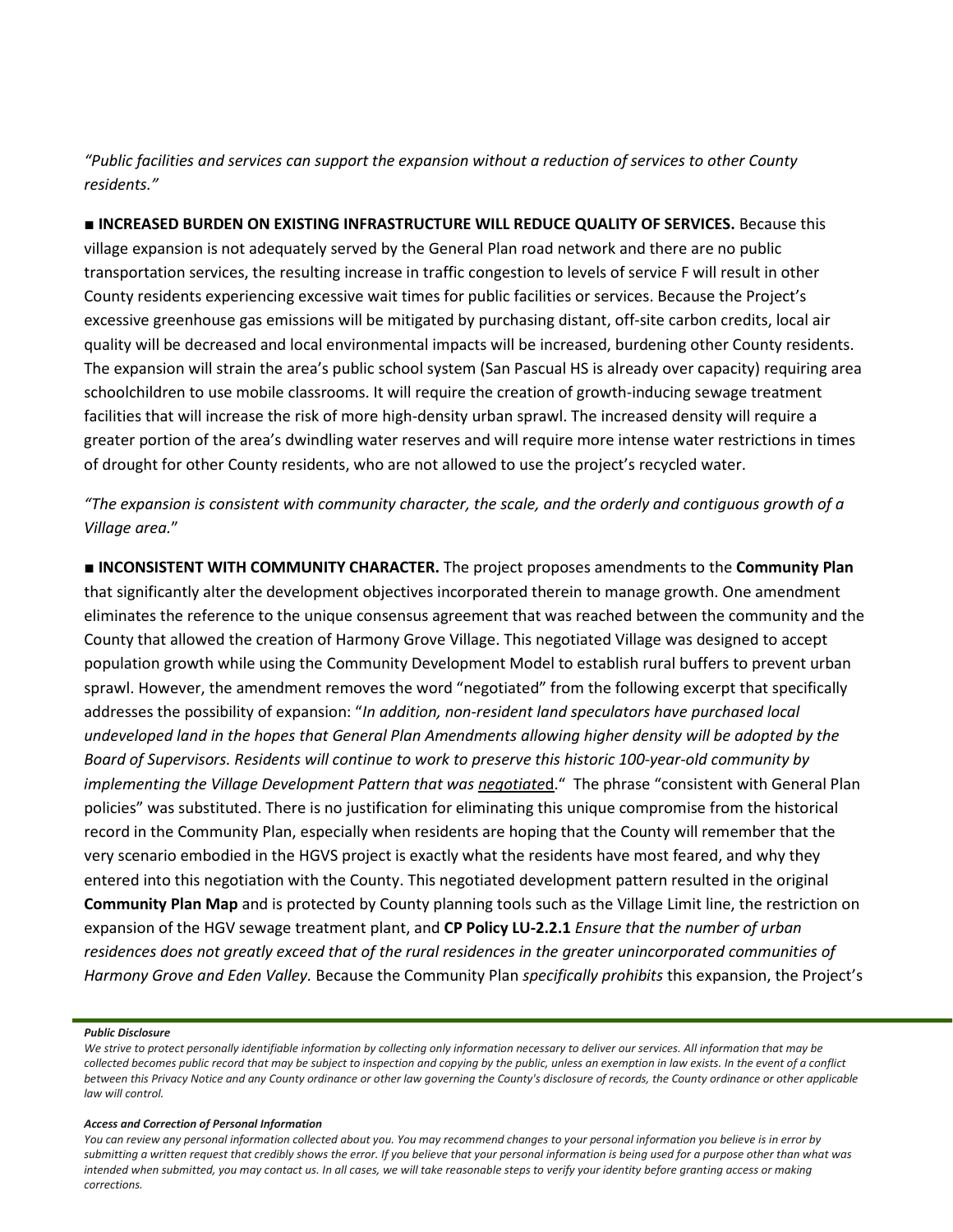*"Public facilities and services can support the expansion without a reduction of services to other County residents."*

■ **INCREASED BURDEN ON EXISTING INFRASTRUCTURE WILL REDUCE QUALITY OF SERVICES.** Because this village expansion is not adequately served by the General Plan road network and there are no public transportation services, the resulting increase in traffic congestion to levels of service F will result in other County residents experiencing excessive wait times for public facilities or services. Because the Project's excessive greenhouse gas emissions will be mitigated by purchasing distant, off-site carbon credits, local air quality will be decreased and local environmental impacts will be increased, burdening other County residents. The expansion will strain the area's public school system (San Pascual HS is already over capacity) requiring area schoolchildren to use mobile classrooms. It will require the creation of growth-inducing sewage treatment facilities that will increase the risk of more high-density urban sprawl. The increased density will require a greater portion of the area's dwindling water reserves and will require more intense water restrictions in times of drought for other County residents, who are not allowed to use the project's recycled water.

*"The expansion is consistent with community character, the scale, and the orderly and contiguous growth of a Village area.*"

■ **INCONSISTENT WITH COMMUNITY CHARACTER.** The project proposes amendments to the **Community Plan** that significantly alter the development objectives incorporated therein to manage growth. One amendment eliminates the reference to the unique consensus agreement that was reached between the community and the County that allowed the creation of Harmony Grove Village. This negotiated Village was designed to accept population growth while using the Community Development Model to establish rural buffers to prevent urban sprawl. However, the amendment removes the word "negotiated" from the following excerpt that specifically addresses the possibility of expansion: "*In addition, non-resident land speculators have purchased local undeveloped land in the hopes that General Plan Amendments allowing higher density will be adopted by the Board of Supervisors. Residents will continue to work to preserve this historic 100-year-old community by implementing the Village Development Pattern that was negotiate*d." The phrase "consistent with General Plan policies" was substituted. There is no justification for eliminating this unique compromise from the historical record in the Community Plan, especially when residents are hoping that the County will remember that the very scenario embodied in the HGVS project is exactly what the residents have most feared, and why they entered into this negotiation with the County. This negotiated development pattern resulted in the original **Community Plan Map** and is protected by County planning tools such as the Village Limit line, the restriction on expansion of the HGV sewage treatment plant, and **CP Policy LU-2.2.1** *Ensure that the number of urban residences does not greatly exceed that of the rural residences in the greater unincorporated communities of Harmony Grove and Eden Valley.* Because the Community Plan *specifically prohibits* this expansion, the Project's

***Public Disclosure***

*We strive to protect personally identifiable information by collecting only information necessary to deliver our services. All information that may be collected becomes public record that may be subject to inspection and copying by the public, unless an exemption in law exists. In the event of a conflict between this Privacy Notice and any County ordinance or other law governing the County's disclosure of records, the County ordinance or other applicable law will control.*

***Access and Correction of Personal Information***

*You can review any personal information collected about you. You may recommend changes to your personal information you believe is in error by submitting a written request that credibly shows the error. If you believe that your personal information is being used for a purpose other than what was intended when submitted, you may contact us. In all cases, we will take reasonable steps to verify your identity before granting access or making corrections.*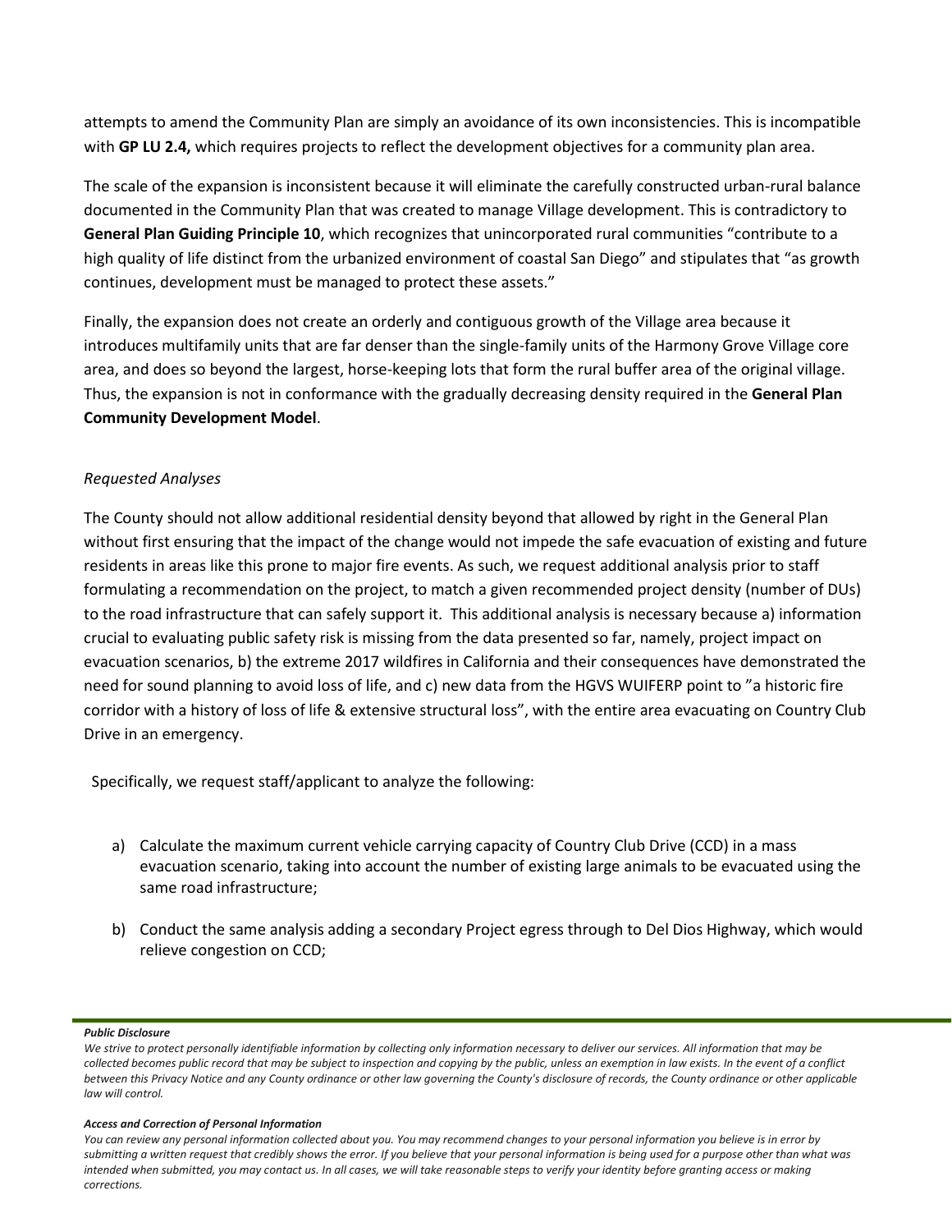attempts to amend the Community Plan are simply an avoidance of its own inconsistencies. This is incompatible with **GP LU 2.4,** which requires projects to reflect the development objectives for a community plan area.

The scale of the expansion is inconsistent because it will eliminate the carefully constructed urban-rural balance documented in the Community Plan that was created to manage Village development. This is contradictory to **General Plan Guiding Principle 10**, which recognizes that unincorporated rural communities "contribute to a high quality of life distinct from the urbanized environment of coastal San Diego" and stipulates that "as growth continues, development must be managed to protect these assets."

Finally, the expansion does not create an orderly and contiguous growth of the Village area because it introduces multifamily units that are far denser than the single-family units of the Harmony Grove Village core area, and does so beyond the largest, horse-keeping lots that form the rural buffer area of the original village. Thus, the expansion is not in conformance with the gradually decreasing density required in the **General Plan Community Development Model**.

*Requested Analyses*

The County should not allow additional residential density beyond that allowed by right in the General Plan without first ensuring that the impact of the change would not impede the safe evacuation of existing and future residents in areas like this prone to major fire events. As such, we request additional analysis prior to staff formulating a recommendation on the project, to match a given recommended project density (number of DUs) to the road infrastructure that can safely support it. This additional analysis is necessary because a) information crucial to evaluating public safety risk is missing from the data presented so far, namely, project impact on evacuation scenarios, b) the extreme 2017 wildfires in California and their consequences have demonstrated the need for sound planning to avoid loss of life, and c) new data from the HGVS WUIFERP point to "a historic fire corridor with a history of loss of life & extensive structural loss", with the entire area evacuating on Country Club Drive in an emergency.

Specifically, we request staff/applicant to analyze the following:

a) Calculate the maximum current vehicle carrying capacity of Country Club Drive (CCD) in a mass evacuation scenario, taking into account the number of existing large animals to be evacuated using the same road infrastructure;

b) Conduct the same analysis adding a secondary Project egress through to Del Dios Highway, which would relieve congestion on CCD;

***Public Disclosure***

*We strive to protect personally identifiable information by collecting only information necessary to deliver our services. All information that may be collected becomes public record that may be subject to inspection and copying by the public, unless an exemption in law exists. In the event of a conflict between this Privacy Notice and any County ordinance or other law governing the County's disclosure of records, the County ordinance or other applicable law will control.*

***Access and Correction of Personal Information***

*You can review any personal information collected about you. You may recommend changes to your personal information you believe is in error by submitting a written request that credibly shows the error. If you believe that your personal information is being used for a purpose other than what was intended when submitted, you may contact us. In all cases, we will take reasonable steps to verify your identity before granting access or making corrections.*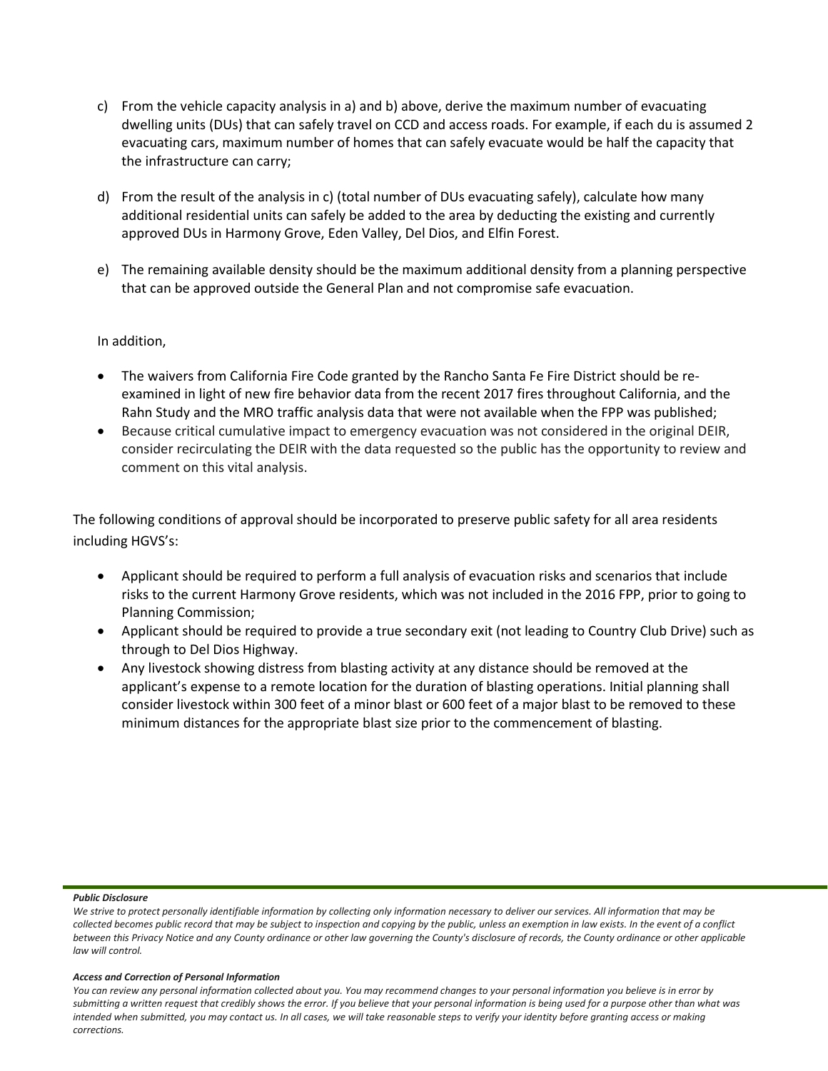c) From the vehicle capacity analysis in a) and b) above, derive the maximum number of evacuating dwelling units (DUs) that can safely travel on CCD and access roads. For example, if each du is assumed 2 evacuating cars, maximum number of homes that can safely evacuate would be half the capacity that the infrastructure can carry;

d) From the result of the analysis in c) (total number of DUs evacuating safely), calculate how many additional residential units can safely be added to the area by deducting the existing and currently approved DUs in Harmony Grove, Eden Valley, Del Dios, and Elfin Forest.

e) The remaining available density should be the maximum additional density from a planning perspective that can be approved outside the General Plan and not compromise safe evacuation.

In addition,

- The waivers from California Fire Code granted by the Rancho Santa Fe Fire District should be re-examined in light of new fire behavior data from the recent 2017 fires throughout California, and the Rahn Study and the MRO traffic analysis data that were not available when the FPP was published;
- Because critical cumulative impact to emergency evacuation was not considered in the original DEIR, consider recirculating the DEIR with the data requested so the public has the opportunity to review and comment on this vital analysis.

The following conditions of approval should be incorporated to preserve public safety for all area residents including HGVS's:

- Applicant should be required to perform a full analysis of evacuation risks and scenarios that include risks to the current Harmony Grove residents, which was not included in the 2016 FPP, prior to going to Planning Commission;
- Applicant should be required to provide a true secondary exit (not leading to Country Club Drive) such as through to Del Dios Highway.
- Any livestock showing distress from blasting activity at any distance should be removed at the applicant's expense to a remote location for the duration of blasting operations. Initial planning shall consider livestock within 300 feet of a minor blast or 600 feet of a major blast to be removed to these minimum distances for the appropriate blast size prior to the commencement of blasting.

***Public Disclosure***

*We strive to protect personally identifiable information by collecting only information necessary to deliver our services. All information that may be collected becomes public record that may be subject to inspection and copying by the public, unless an exemption in law exists. In the event of a conflict between this Privacy Notice and any County ordinance or other law governing the County's disclosure of records, the County ordinance or other applicable law will control.*

***Access and Correction of Personal Information***

*You can review any personal information collected about you. You may recommend changes to your personal information you believe is in error by submitting a written request that credibly shows the error. If you believe that your personal information is being used for a purpose other than what was intended when submitted, you may contact us. In all cases, we will take reasonable steps to verify your identity before granting access or making corrections.*